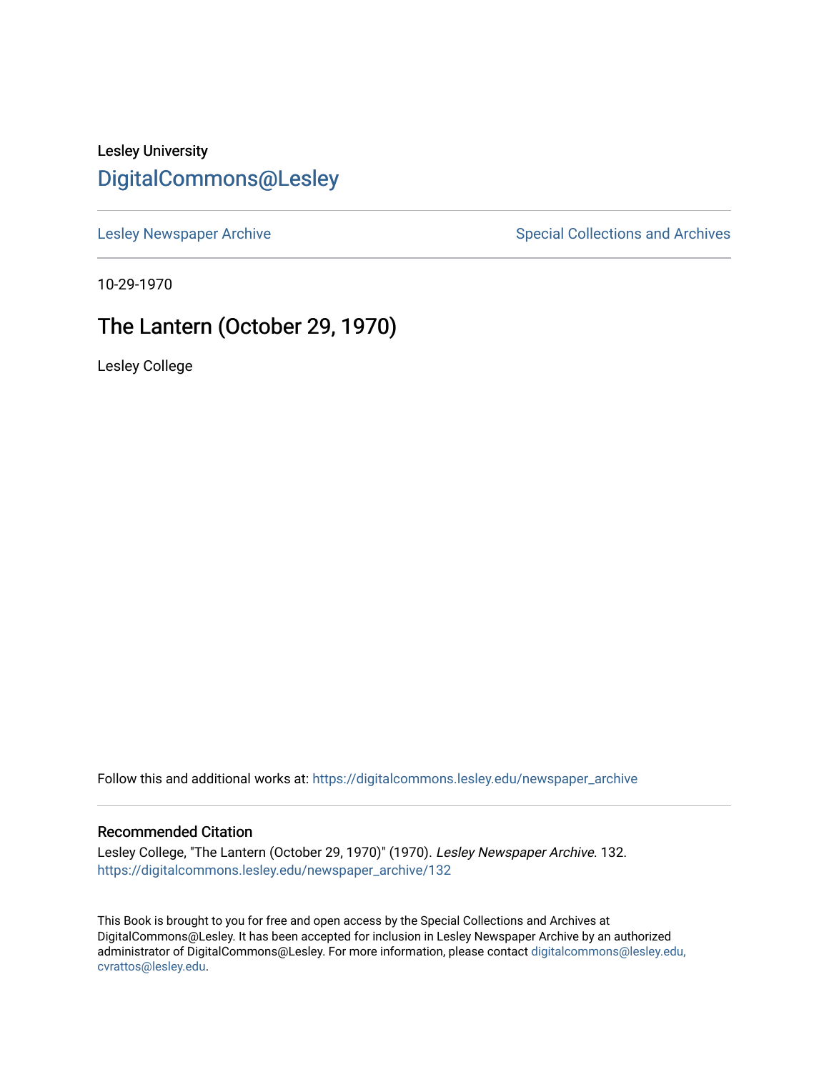Lesley University

# DigitalCommons@Lesley

Lesley Newspaper Archive | Special Collections and Archives

10-29-1970

## The Lantern (October 29, 1970)

Lesley College

Follow this and additional works at: https://digitalcommons.lesley.edu/newspaper_archive

### Recommended Citation

Lesley College, "The Lantern (October 29, 1970)" (1970). *Lesley Newspaper Archive*. 132.
https://digitalcommons.lesley.edu/newspaper_archive/132

This Book is brought to you for free and open access by the Special Collections and Archives at DigitalCommons@Lesley. It has been accepted for inclusion in Lesley Newspaper Archive by an authorized administrator of DigitalCommons@Lesley. For more information, please contact digitalcommons@lesley.edu, cvrattos@lesley.edu.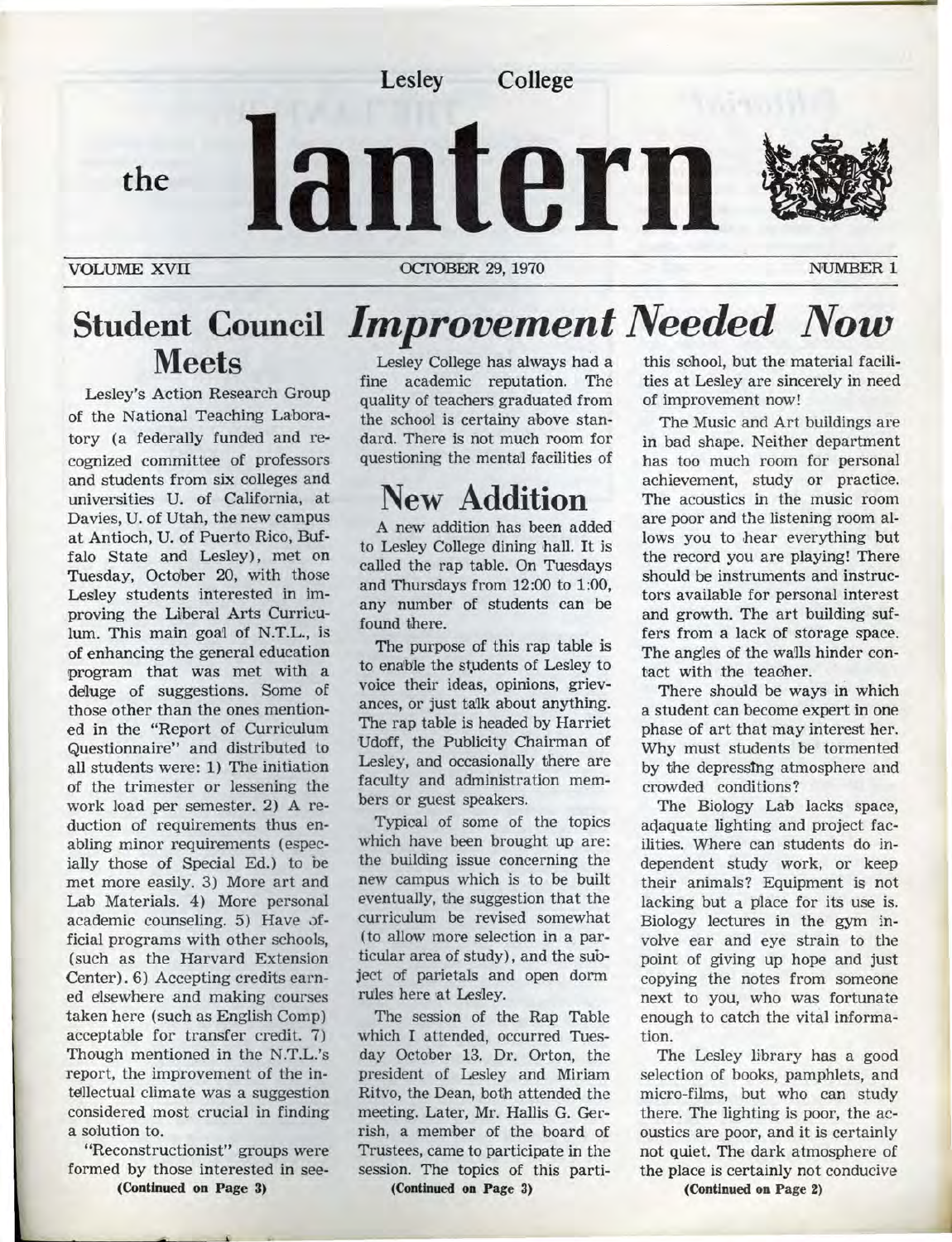# the lantern

Lesley College

VOLUME XVII — OCTOBER 29, 1970 — NUMBER 1

## Student Council Meets

Lesley's Action Research Group of the National Teaching Laboratory (a federally funded and recognized committee of professors and students from six colleges and universities U. of California, at Davies, U. of Utah, the new campus at Antioch, U. of Puerto Rico, Buffalo State and Lesley), met on Tuesday, October 20, with those Lesley students interested in improving the Liberal Arts Curriculum. This main goal of N.T.L., is of enhancing the general education program that was met with a deluge of suggestions. Some of those other than the ones mentioned in the "Report of Curriculum Questionnaire" and distributed to all students were: 1) The initiation of the trimester or lessening the work load per semester. 2) A reduction of requirements thus enabling minor requirements (especially those of Special Ed.) to be met more easily. 3) More art and Lab Materials. 4) More personal academic counseling. 5) Have official programs with other schools, (such as the Harvard Extension Center). 6) Accepting credits earned elsewhere and making courses taken here (such as English Comp) acceptable for transfer credit. 7) Though mentioned in the N.T.L.'s report, the improvement of the intellectual climate was a suggestion considered most crucial in finding a solution to.

"Reconstructionist" groups were formed by those interested in see-

**(Continued on Page 3)**

## *Improvement Needed Now*

Lesley College has always had a fine academic reputation. The quality of teachers graduated from the school is certainy above standard. There is not much room for questioning the mental facilities of this school, but the material facilities at Lesley are sincerely in need of improvement now!

The Music and Art buildings are in bad shape. Neither department has too much room for personal achievement, study or practice. The acoustics in the music room are poor and the listening room allows you to hear everything but the record you are playing! There should be instruments and instructors available for personal interest and growth. The art building suffers from a lack of storage space. The angles of the walls hinder contact with the teacher.

There should be ways in which a student can become expert in one phase of art that may interest her. Why must students be tormented by the depressing atmosphere and crowded conditions?

The Biology Lab lacks space, adaquate lighting and project facilities. Where can students do independent study work, or keep their animals? Equipment is not lacking but a place for its use is. Biology lectures in the gym involve ear and eye strain to the point of giving up hope and just copying the notes from someone next to you, who was fortunate enough to catch the vital information.

The Lesley library has a good selection of books, pamphlets, and micro-films, but who can study there. The lighting is poor, the acoustics are poor, and it is certainly not quiet. The dark atmosphere of the place is certainly not conducive

**(Continued on Page 2)**

## New Addition

A new addition has been added to Lesley College dining hall. It is called the rap table. On Tuesdays and Thursdays from 12:00 to 1:00, any number of students can be found there.

The purpose of this rap table is to enable the students of Lesley to voice their ideas, opinions, grievances, or just talk about anything. The rap table is headed by Harriet Udoff, the Publicity Chairman of Lesley, and occasionally there are faculty and administration members or guest speakers.

Typical of some of the topics which have been brought up are: the building issue concerning the new campus which is to be built eventually, the suggestion that the curriculum be revised somewhat (to allow more selection in a particular area of study), and the subject of parietals and open dorm rules here at Lesley.

The session of the Rap Table which I attended, occurred Tuesday October 13. Dr. Orton, the president of Lesley and Miriam Ritvo, the Dean, both attended the meeting. Later, Mr. Hallis G. Gerrish, a member of the board of Trustees, came to participate in the session. The topics of this parti-

**(Continued on Page 3)**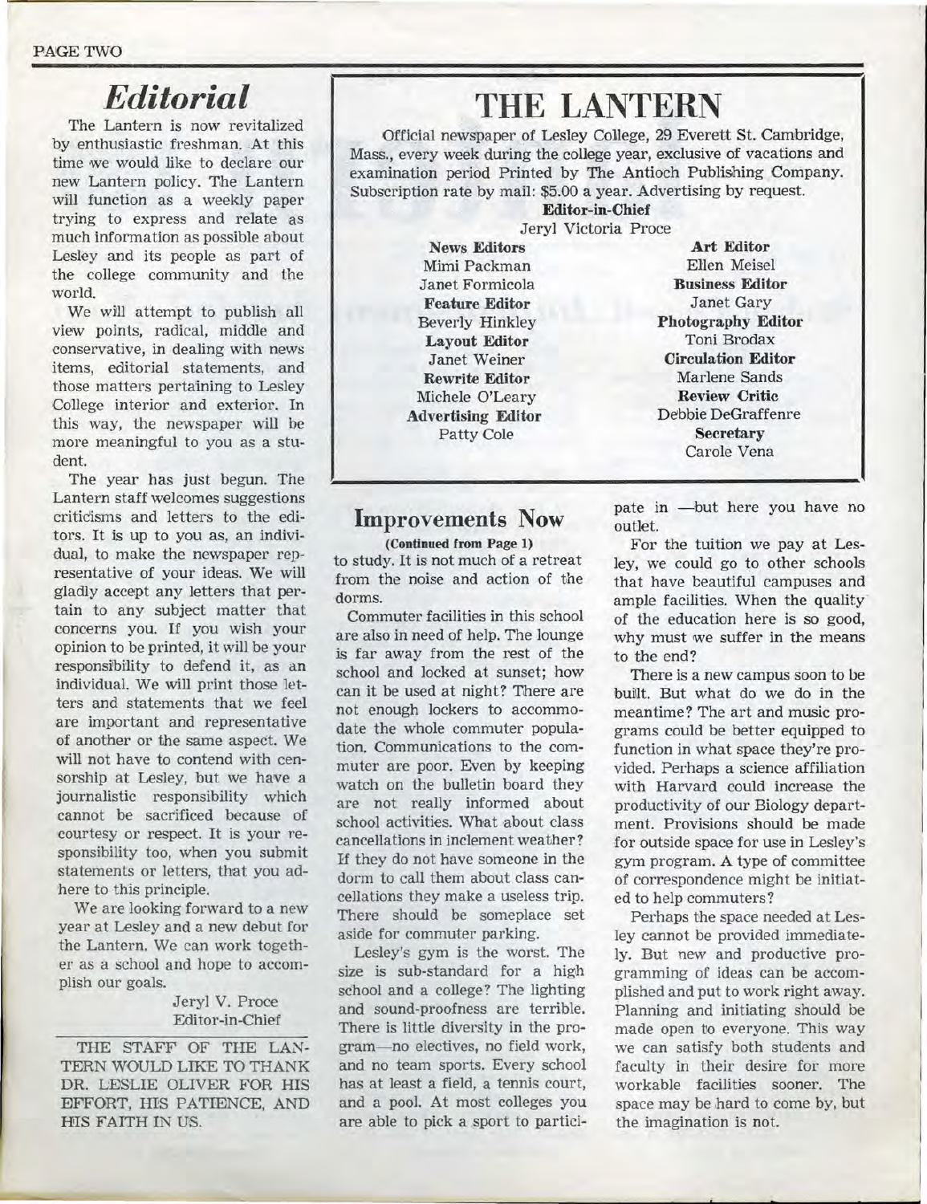## *Editorial*

The Lantern is now revitalized by enthusiastic freshman. At this time we would like to declare our new Lantern policy. The Lantern will function as a weekly paper trying to express and relate as much information as possible about Lesley and its people as part of the college community and the world.

We will attempt to publish all view points, radical, middle and conservative, in dealing with news items, editorial statements, and those matters pertaining to Lesley College interior and exterior. In this way, the newspaper will be more meaningful to you as a student.

The year has just begun. The Lantern staff welcomes suggestions criticisms and letters to the editors. It is up to you as, an individual, to make the newspaper representative of your ideas. We will gladly accept any letters that pertain to any subject matter that concerns you. If you wish your opinion to be printed, it will be your responsibility to defend it, as an individual. We will print those letters and statements that we feel are important and representative of another or the same aspect. We will not have to contend with censorship at Lesley, but we have a journalistic responsibility which cannot be sacrificed because of courtesy or respect. It is your responsibility too, when you submit statements or letters, that you adhere to this principle.

We are looking forward to a new year at Lesley and a new debut for the Lantern. We can work together as a school and hope to accomplish our goals.

Jeryl V. Proce
Editor-in-Chief

THE STAFF OF THE LANTERN WOULD LIKE TO THANK DR. LESLIE OLIVER FOR HIS EFFORT, HIS PATIENCE, AND HIS FAITH IN US.

# THE LANTERN

Official newspaper of Lesley College, 29 Everett St. Cambridge, Mass., every week during the college year, exclusive of vacations and examination period Printed by The Antioch Publishing Company. Subscription rate by mail: $5.00 a year. Advertising by request.

**Editor-in-Chief**
Jeryl Victoria Proce

**News Editors**
Mimi Packman
Janet Formicola

**Feature Editor**
Beverly Hinkley

**Layout Editor**
Janet Weiner

**Rewrite Editor**
Michele O'Leary

**Advertising Editor**
Patty Cole

**Art Editor**
Ellen Meisel

**Business Editor**
Janet Gary

**Photography Editor**
Toni Brodax

**Circulation Editor**
Marlene Sands

**Review Critic**
Debbie DeGraffenre

**Secretary**
Carole Vena

## Improvements Now

**(Continued from Page 1)**

to study. It is not much of a retreat from the noise and action of the dorms.

Commuter facilities in this school are also in need of help. The lounge is far away from the rest of the school and locked at sunset; how can it be used at night? There are not enough lockers to accommodate the whole commuter population. Communications to the commuter are poor. Even by keeping watch on the bulletin board they are not really informed about school activities. What about class cancellations in inclement weather? If they do not have someone in the dorm to call them about class cancellations they make a useless trip. There should be someplace set aside for commuter parking.

Lesley's gym is the worst. The size is sub-standard for a high school and a college? The lighting and sound-proofness are terrible. There is little diversity in the program—no electives, no field work, and no team sports. Every school has at least a field, a tennis court, and a pool. At most colleges you are able to pick a sport to participate in —but here you have no outlet.

For the tuition we pay at Lesley, we could go to other schools that have beautiful campuses and ample facilities. When the quality of the education here is so good, why must we suffer in the means to the end?

There is a new campus soon to be built. But what do we do in the meantime? The art and music programs could be better equipped to function in what space they're provided. Perhaps a science affiliation with Harvard could increase the productivity of our Biology department. Provisions should be made for outside space for use in Lesley's gym program. A type of committee of correspondence might be initiated to help commuters?

Perhaps the space needed at Lesley cannot be provided immediately. But new and productive programming of ideas can be accomplished and put to work right away. Planning and initiating should be made open to everyone. This way we can satisfy both students and faculty in their desire for more workable facilities sooner. The space may be hard to come by, but the imagination is not.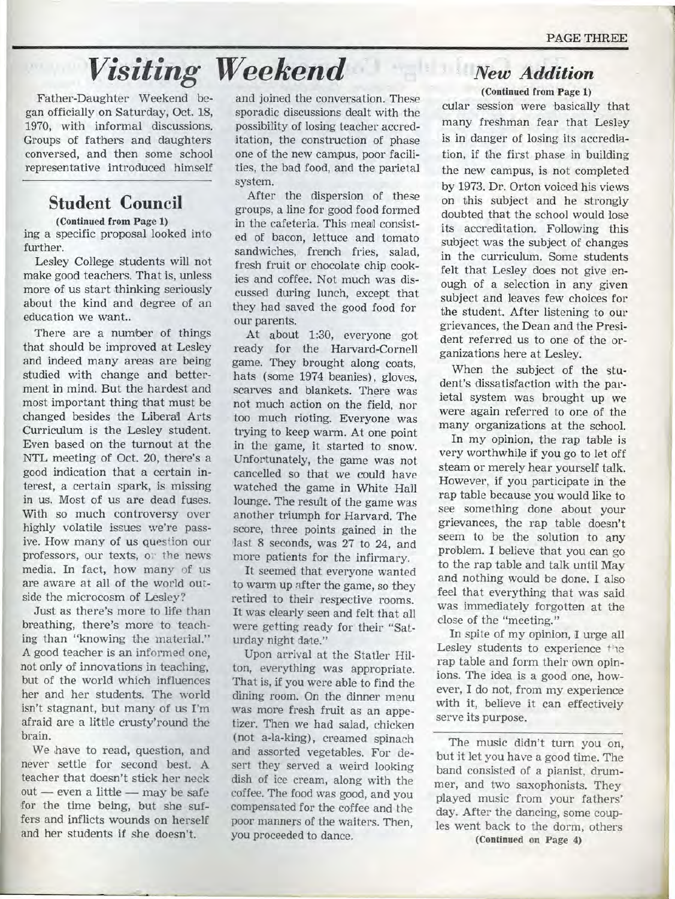# *Visiting Weekend*

Father-Daughter Weekend began officially on Saturday, Oct. 18, 1970, with informal discussions. Groups of fathers and daughters conversed, and then some school representative introduced himself and joined the conversation. These sporadic discussions dealt with the possibility of losing teacher accreditation, the construction of phase one of the new campus, poor facilities, the bad food, and the parietal system.

After the dispersion of these groups, a line for good food formed in the cafeteria. This meal consisted of bacon, lettuce and tomato sandwiches, french fries, salad, fresh fruit or chocolate chip cookies and coffee. Not much was discussed during lunch, except that they had saved the good food for our parents.

At about 1:30, everyone got ready for the Harvard-Cornell game. They brought along coats, hats (some 1974 beanies), gloves, scarves and blankets. There was not much action on the field, nor too much rioting. Everyone was trying to keep warm. At one point in the game, it started to snow. Unfortunately, the game was not cancelled so that we could have watched the game in White Hall lounge. The result of the game was another triumph for Harvard. The score, three points gained in the last 8 seconds, was 27 to 24, and more patients for the infirmary.

It seemed that everyone wanted to warm up after the game, so they retired to their respective rooms. It was clearly seen and felt that all were getting ready for their "Saturday night date."

Upon arrival at the Statler Hilton, everything was appropriate. That is, if you were able to find the dining room. On the dinner menu was more fresh fruit as an appetizer. Then we had salad, chicken (not a-la-king), creamed spinach and assorted vegetables. For dessert they served a weird looking dish of ice cream, along with the coffee. The food was good, and you compensated for the coffee and the poor manners of the waiters. Then, you proceeded to dance.

The music didn't turn you on, but it let you have a good time. The band consisted of a pianist, drummer, and two saxophonists. They played music from your fathers' day. After the dancing, some couples went back to the dorm, others

**(Continued on Page 4)**

## Student Council

**(Continued from Page 1)**

ing a specific proposal looked into further.

Lesley College students will not make good teachers. That is, unless more of us start thinking seriously about the kind and degree of an education we want..

There are a number of things that should be improved at Lesley and indeed many areas are being studied with change and betterment in mind. But the hardest and most important thing that must be changed besides the Liberal Arts Curriculum is the Lesley student. Even based on the turnout at the NTL meeting of Oct. 20, there's a good indication that a certain interest, a certain spark, is missing in us. Most of us are dead fuses. With so much controversy over highly volatile issues we're passive. How many of us question our professors, our texts, or the news media. In fact, how many of us are aware at all of the world outside the microcosm of Lesley?

Just as there's more to life than breathing, there's more to teaching than "knowing the material." A good teacher is an informed one, not only of innovations in teaching, but of the world which influences her and her students. The world isn't stagnant, but many of us I'm afraid are a little crusty'round the brain.

We have to read, question, and never settle for second best. A teacher that doesn't stick her neck out — even a little — may be safe for the time being, but she suffers and inflicts wounds on herself and her students if she doesn't.

## *New Addition*

**(Continued from Page 1)**

cular session were basically that many freshman fear that Lesley is in danger of losing its accrediation, if the first phase in building the new campus, is not completed by 1973. Dr. Orton voiced his views on this subject and he strongly doubted that the school would lose its accreditation. Following this subject was the subject of changes in the curriculum. Some students felt that Lesley does not give enough of a selection in any given subject and leaves few choices for the student. After listening to our grievances, the Dean and the President referred us to one of the organizations here at Lesley.

When the subject of the student's dissatisfaction with the parietal system was brought up we were again referred to one of the many organizations at the school.

In my opinion, the rap table is very worthwhile if you go to let off steam or merely hear yourself talk. However, if you participate in the rap table because you would like to see something done about your grievances, the rap table doesn't seem to be the solution to any problem. I believe that you can go to the rap table and talk until May and nothing would be done. I also feel that everything that was said was immediately forgotten at the close of the "meeting."

In spite of my opinion, I urge all Lesley students to experience the rap table and form their own opinions. The idea is a good one, however, I do not, from my experience with it, believe it can effectively serve its purpose.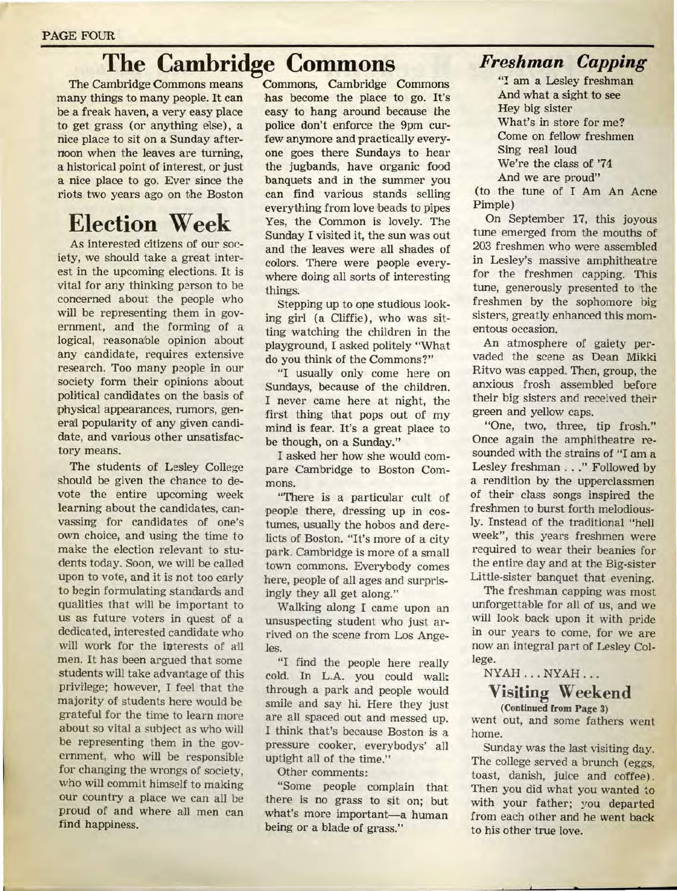# The Cambridge Commons

The Cambridge Commons means many things to many people. It can be a freak haven, a very easy place to get grass (or anything else), a nice place to sit on a Sunday afternoon when the leaves are turning, a historical point of interest, or just a nice place to go. Ever since the riots two years ago on the Boston Commons, Cambridge Commons has become the place to go. It's easy to hang around because the police don't enforce the 9pm curfew anymore and practically everyone goes there Sundays to hear the jugbands, have organic food banquets and in the summer you can find various stands selling everything from love beads to pipes Yes, the Common is lovely. The Sunday I visited it, the sun was out and the leaves were all shades of colors. There were people everywhere doing all sorts of interesting things.

Stepping up to one studious looking girl (a Cliffie), who was sitting watching the children in the playground, I asked politely "What do you think of the Commons?"

"I usually only come here on Sundays, because of the children. I never came here at night, the first thing that pops out of my mind is fear. It's a great place to be though, on a Sunday."

I asked her how she would compare Cambridge to Boston Commons.

"There is a particular cult of people there, dressing up in costumes, usually the hobos and derelicts of Boston. "It's more of a city park. Cambridge is more of a small town commons. Everybody comes here, people of all ages and surprisingly they all get along."

Walking along I came upon an unsuspecting student who just arrived on the scene from Los Angeles.

"I find the people here really cold. In L.A. you could walk through a park and people would smile and say hi. Here they just are all spaced out and messed up. I think that's because Boston is a pressure cooker, everybodys' all uptight all of the time."

Other comments:

"Some people complain that there is no grass to sit on; but what's more important—a human being or a blade of grass."

# Election Week

As interested citizens of our society, we should take a great interest in the upcoming elections. It is vital for any thinking person to be concerned about the people who will be representing them in government, and the forming of a logical, reasonable opinion about any candidate, requires extensive research. Too many people in our society form their opinions about political candidates on the basis of physical appearances, rumors, general popularity of any given candidate, and various other unsatisfactory means.

The students of Lesley College should be given the chance to devote the entire upcoming week learning about the candidates, canvassing for candidates of one's own choice, and using the time to make the election relevant to students today. Soon, we will be called upon to vote, and it is not too early to begin formulating standards and qualities that will be important to us as future voters in quest of a dedicated, interested candidate who will work for the interests of all men. It has been argued that some students will take advantage of this privilege; however, I feel that the majority of students here would be grateful for the time to learn more about so vital a subject as who will be representing them in the government, who will be responsible for changing the wrongs of society, who will commit himself to making our country a place we can all be proud of and where all men can find happiness.

## *Freshman Capping*

"I am a Lesley freshman
And what a sight to see
Hey big sister
What's in store for me?
Come on fellow freshmen
Sing real loud
We're the class of '74
And we are proud"

(to the tune of I Am An Acne Pimple)

On September 17, this joyous tune emerged from the mouths of 203 freshmen who were assembled in Lesley's massive amphitheatre for the freshmen capping. This tune, generously presented to the freshmen by the sophomore big sisters, greatly enhanced this momentous occasion.

An atmosphere of gaiety pervaded the scene as Dean Mikki Ritvo was capped. Then, group, the anxious frosh assembled before their big sisters and received their green and yellow caps.

"One, two, three, tip frosh." Once again the amphitheatre resounded with the strains of "I am a Lesley freshman . . ." Followed by a rendition by the upperclassmen of their class songs inspired the freshmen to burst forth melodiously. Instead of the traditional "hell week", this years freshmen were required to wear their beanies for the entire day and at the Big-sister Little-sister banquet that evening.

The freshman capping was most unforgettable for all of us, and we will look back upon it with pride in our years to come, for we are now an integral part of Lesley College.

NYAH . . . NYAH . . .

## Visiting Weekend

**(Continued from Page 3)**

went out, and some fathers went home.

Sunday was the last visiting day. The college served a brunch (eggs, toast, danish, juice and coffee). Then you did what you wanted to with your father; you departed from each other and he went back to his other true love.